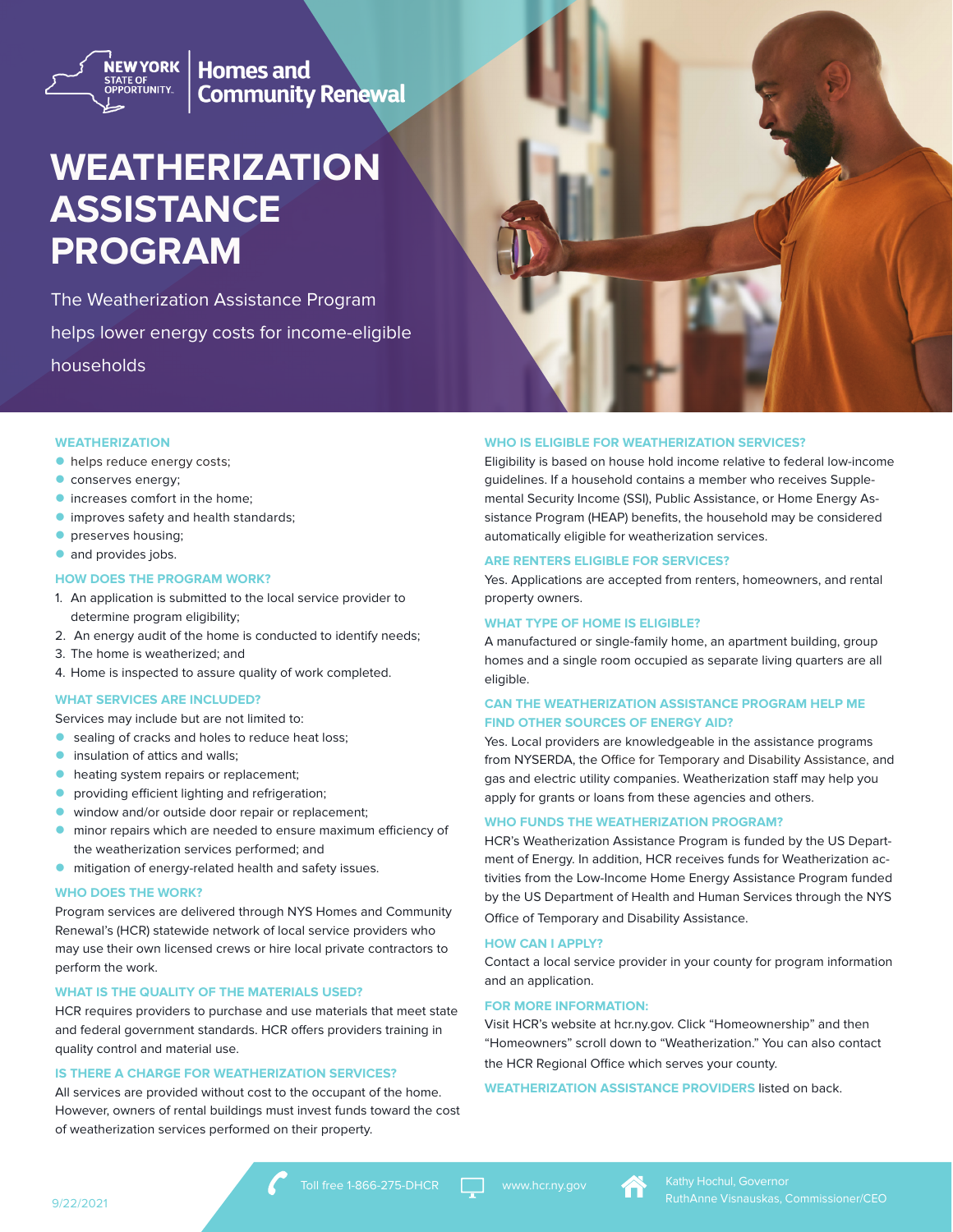NEW YORK STATE OF OPPORTUNITY. | Homes and Community Renewal

# WEATHERIZATION ASSISTANCE PROGRAM

The Weatherization Assistance Program helps lower energy costs for income-eligible households

### WEATHERIZATION

- helps reduce energy costs;
- conserves energy;
- increases comfort in the home;
- improves safety and health standards;
- preserves housing;
- and provides jobs.

### HOW DOES THE PROGRAM WORK?

1. An application is submitted to the local service provider to determine program eligibility;
2. An energy audit of the home is conducted to identify needs;
3. The home is weatherized; and
4. Home is inspected to assure quality of work completed.

### WHAT SERVICES ARE INCLUDED?

Services may include but are not limited to:

- sealing of cracks and holes to reduce heat loss;
- insulation of attics and walls;
- heating system repairs or replacement;
- providing efficient lighting and refrigeration;
- window and/or outside door repair or replacement;
- minor repairs which are needed to ensure maximum efficiency of the weatherization services performed; and
- mitigation of energy-related health and safety issues.

### WHO DOES THE WORK?

Program services are delivered through NYS Homes and Community Renewal's (HCR) statewide network of local service providers who may use their own licensed crews or hire local private contractors to perform the work.

### WHAT IS THE QUALITY OF THE MATERIALS USED?

HCR requires providers to purchase and use materials that meet state and federal government standards. HCR offers providers training in quality control and material use.

### IS THERE A CHARGE FOR WEATHERIZATION SERVICES?

All services are provided without cost to the occupant of the home. However, owners of rental buildings must invest funds toward the cost of weatherization services performed on their property.

### WHO IS ELIGIBLE FOR WEATHERIZATION SERVICES?

Eligibility is based on house hold income relative to federal low-income guidelines. If a household contains a member who receives Supplemental Security Income (SSI), Public Assistance, or Home Energy Assistance Program (HEAP) benefits, the household may be considered automatically eligible for weatherization services.

### ARE RENTERS ELIGIBLE FOR SERVICES?

Yes. Applications are accepted from renters, homeowners, and rental property owners.

### WHAT TYPE OF HOME IS ELIGIBLE?

A manufactured or single-family home, an apartment building, group homes and a single room occupied as separate living quarters are all eligible.

### CAN THE WEATHERIZATION ASSISTANCE PROGRAM HELP ME FIND OTHER SOURCES OF ENERGY AID?

Yes. Local providers are knowledgeable in the assistance programs from NYSERDA, the Office for Temporary and Disability Assistance, and gas and electric utility companies. Weatherization staff may help you apply for grants or loans from these agencies and others.

### WHO FUNDS THE WEATHERIZATION PROGRAM?

HCR's Weatherization Assistance Program is funded by the US Department of Energy. In addition, HCR receives funds for Weatherization activities from the Low-Income Home Energy Assistance Program funded by the US Department of Health and Human Services through the NYS Office of Temporary and Disability Assistance.

### HOW CAN I APPLY?

Contact a local service provider in your county for program information and an application.

### FOR MORE INFORMATION:

Visit HCR's website at hcr.ny.gov. Click "Homeownership" and then "Homeowners" scroll down to "Weatherization." You can also contact the HCR Regional Office which serves your county.

**WEATHERIZATION ASSISTANCE PROVIDERS** listed on back.

Toll free 1-866-275-DHCR | www.hcr.ny.gov | Kathy Hochul, Governor | RuthAnne Visnauskas, Commissioner/CEO

9/22/2021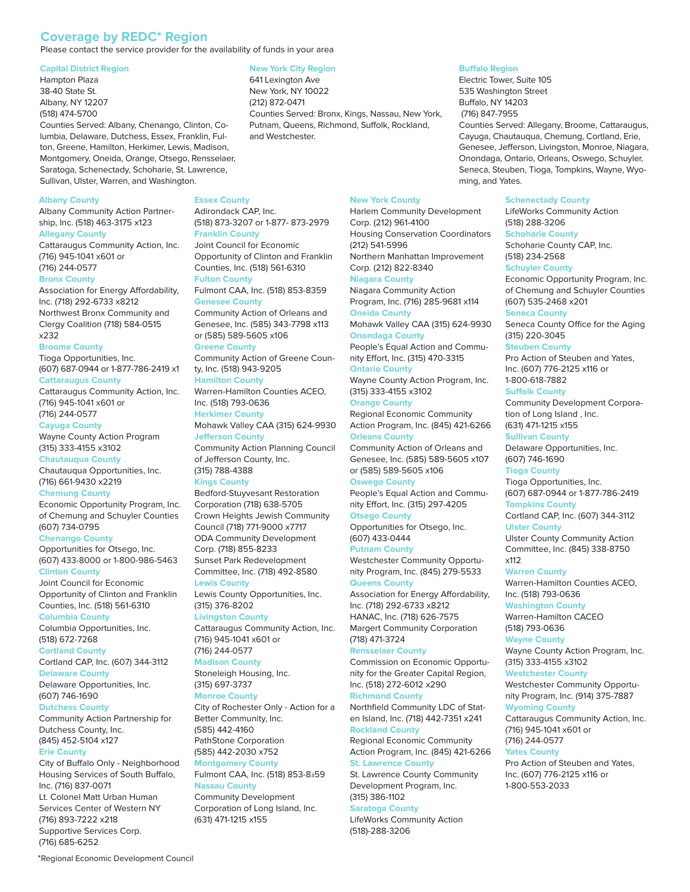## Coverage by REDC* Region

Please contact the service provider for the availability of funds in your area

### Capital District Region

Hampton Plaza
38-40 State St.
Albany, NY 12207
(518) 474-5700
Counties Served: Albany, Chenango, Clinton, Columbia, Delaware, Dutchess, Essex, Franklin, Fulton, Greene, Hamilton, Herkimer, Lewis, Madison, Montgomery, Oneida, Orange, Otsego, Rensselaer, Saratoga, Schenectady, Schoharie, St. Lawrence, Sullivan, Ulster, Warren, and Washington.

### New York City Region

641 Lexington Ave
New York, NY 10022
(212) 872-0471
Counties Served: Bronx, Kings, Nassau, New York, Putnam, Queens, Richmond, Suffolk, Rockland, and Westchester.

### Buffalo Region

Electric Tower, Suite 105
535 Washington Street
Buffalo, NY 14203
(716) 847-7955
Counties Served: Allegany, Broome, Cattaraugus, Cayuga, Chautauqua, Chemung, Cortland, Erie, Genesee, Jefferson, Livingston, Monroe, Niagara, Onondaga, Ontario, Orleans, Oswego, Schuyler, Seneca, Steuben, Tioga, Tompkins, Wayne, Wyoming, and Yates.

**Albany County**
Albany Community Action Partnership, Inc. (518) 463-3175 x123

**Allegany County**
Cattaraugus Community Action, Inc. (716) 945-1041 x601 or (716) 244-0577

**Bronx County**
Association for Energy Affordability, Inc. (718) 292-6733 x8212
Northwest Bronx Community and Clergy Coalition (718) 584-0515 x232

**Broome County**
Tioga Opportunities, Inc. (607) 687-0944 or 1-877-786-2419 x1

**Cattaraugus County**
Cattaraugus Community Action, Inc. (716) 945-1041 x601 or (716) 244-0577

**Cayuga County**
Wayne County Action Program (315) 333-4155 x3102

**Chautauqua County**
Chautauqua Opportunities, Inc. (716) 661-9430 x2219

**Chemung County**
Economic Opportunity Program, Inc. of Chemung and Schuyler Counties (607) 734-0795

**Chenango County**
Opportunities for Otsego, Inc. (607) 433-8000 or 1-800-986-5463

**Clinton County**
Joint Council for Economic Opportunity of Clinton and Franklin Counties, Inc. (518) 561-6310

**Columbia County**
Columbia Opportunities, Inc. (518) 672-7268

**Cortland County**
Cortland CAP, Inc. (607) 344-3112

**Delaware County**
Delaware Opportunities, Inc. (607) 746-1690

**Dutchess County**
Community Action Partnership for Dutchess County, Inc. (845) 452-5104 x127

**Erie County**
City of Buffalo Only - Neighborhood Housing Services of South Buffalo, Inc. (716) 837-0071
Lt. Colonel Matt Urban Human Services Center of Western NY (716) 893-7222 x218
Supportive Services Corp. (716) 685-6252

**Essex County**
Adirondack CAP, Inc. (518) 873-3207 or 1-877- 873-2979

**Franklin County**
Joint Council for Economic Opportunity of Clinton and Franklin Counties, Inc. (518) 561-6310

**Fulton County**
Fulmont CAA, Inc. (518) 853-8359

**Genesee County**
Community Action of Orleans and Genesee, Inc. (585) 343-7798 x113 or (585) 589-5605 x106

**Greene County**
Community Action of Greene County, Inc. (518) 943-9205

**Hamilton County**
Warren-Hamilton Counties ACEO, Inc. (518) 793-0636

**Herkimer County**
Mohawk Valley CAA (315) 624-9930

**Jefferson County**
Community Action Planning Council of Jefferson County, Inc. (315) 788-4388

**Kings County**
Bedford-Stuyvesant Restoration Corporation (718) 638-5705
Crown Heights Jewish Community Council (718) 771-9000 x7717
ODA Community Development Corp. (718) 855-8233
Sunset Park Redevelopment Committee, Inc. (718) 492-8580

**Lewis County**
Lewis County Opportunities, Inc. (315) 376-8202

**Livingston County**
Cattaraugus Community Action, Inc. (716) 945-1041 x601 or (716) 244-0577

**Madison County**
Stoneleigh Housing, Inc. (315) 697-3737

**Monroe County**
City of Rochester Only - Action for a Better Community, Inc. (585) 442-4160
PathStone Corporation (585) 442-2030 x752

**Montgomery County**
Fulmont CAA, Inc. (518) 853-8359

**Nassau County**
Community Development Corporation of Long Island, Inc. (631) 471-1215 x155

**New York County**
Harlem Community Development Corp. (212) 961-4100
Housing Conservation Coordinators (212) 541-5996
Northern Manhattan Improvement Corp. (212) 822-8340

**Niagara County**
Niagara Community Action Program, Inc. (716) 285-9681 x114

**Oneida County**
Mohawk Valley CAA (315) 624-9930

**Onondaga County**
People's Equal Action and Community Effort, Inc. (315) 470-3315

**Ontario County**
Wayne County Action Program, Inc. (315) 333-4155 x3102

**Orange County**
Regional Economic Community Action Program, Inc. (845) 421-6266

**Orleans County**
Community Action of Orleans and Genesee, Inc. (585) 589-5605 x107 or (585) 589-5605 x106

**Oswego County**
People's Equal Action and Community Effort, Inc. (315) 297-4205

**Otsego County**
Opportunities for Otsego, Inc. (607) 433-0444

**Putnam County**
Westchester Community Opportunity Program, Inc. (845) 279-5533

**Queens County**
Association for Energy Affordability, Inc. (718) 292-6733 x8212
HANAC, Inc. (718) 626-7575
Margert Community Corporation (718) 471-3724

**Rensselaer County**
Commission on Economic Opportunity for the Greater Capital Region, Inc. (518) 272-6012 x290

**Richmond County**
Northfield Community LDC of Staten Island, Inc. (718) 442-7351 x241

**Rockland County**
Regional Economic Community Action Program, Inc. (845) 421-6266

**St. Lawrence County**
St. Lawrence County Community Development Program, Inc. (315) 386-1102

**Saratoga County**
LifeWorks Community Action (518)-288-3206

**Schenectady County**
LifeWorks Community Action (518) 288-3206

**Schoharie County**
Schoharie County CAP, Inc. (518) 234-2568

**Schuyler County**
Economic Opportunity Program, Inc. of Chemung and Schuyler Counties (607) 535-2468 x201

**Seneca County**
Seneca County Office for the Aging (315) 220-3045

**Steuben County**
Pro Action of Steuben and Yates, Inc. (607) 776-2125 x116 or 1-800-618-7882

**Suffolk County**
Community Development Corporation of Long Island , Inc. (631) 471-1215 x155

**Sullivan County**
Delaware Opportunities, Inc. (607) 746-1690

**Tioga County**
Tioga Opportunities, Inc. (607) 687-0944 or 1-877-786-2419

**Tompkins County**
Cortland CAP, Inc. (607) 344-3112

**Ulster County**
Ulster County Community Action Committee, Inc. (845) 338-8750 x112

**Warren County**
Warren-Hamilton Counties ACEO, Inc. (518) 793-0636

**Washington County**
Warren-Hamilton CACEO (518) 793-0636

**Wayne County**
Wayne County Action Program, Inc. (315) 333-4155 x3102

**Westchester County**
Westchester Community Opportunity Program, Inc. (914) 375-7887

**Wyoming County**
Cattaraugus Community Action, Inc. (716) 945-1041 x601 or (716) 244-0577

**Yates County**
Pro Action of Steuben and Yates, Inc. (607) 776-2125 x116 or 1-800-553-2033

*Regional Economic Development Council